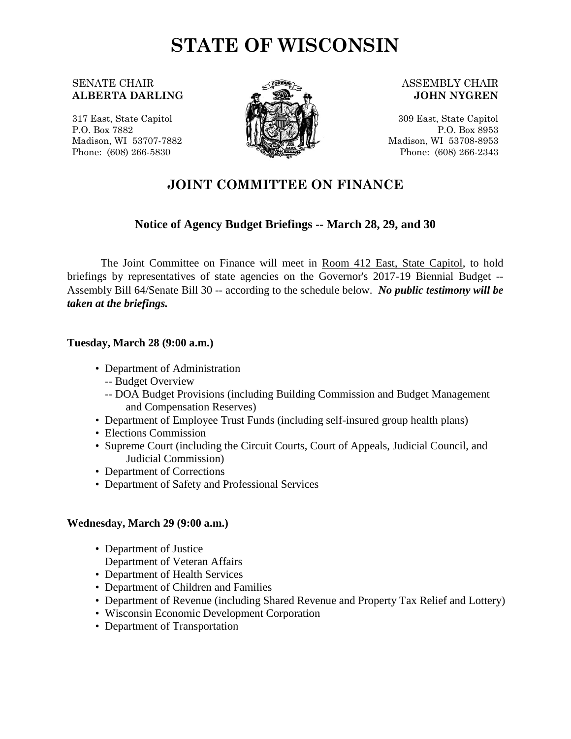# STATE OF WISCONSIN

SENATE CHAIR
**ALBERTA DARLING**

317 East, State Capitol
P.O. Box 7882
Madison, WI 53707-7882
Phone: (608) 266-5830

ASSEMBLY CHAIR
**JOHN NYGREN**

309 East, State Capitol
P.O. Box 8953
Madison, WI 53708-8953
Phone: (608) 266-2343

## JOINT COMMITTEE ON FINANCE

### Notice of Agency Budget Briefings -- March 28, 29, and 30

The Joint Committee on Finance will meet in Room 412 East, State Capitol, to hold briefings by representatives of state agencies on the Governor's 2017-19 Biennial Budget -- Assembly Bill 64/Senate Bill 30 -- according to the schedule below. ***No public testimony will be taken at the briefings.***

**Tuesday, March 28 (9:00 a.m.)**

- Department of Administration
  -- Budget Overview
  -- DOA Budget Provisions (including Building Commission and Budget Management and Compensation Reserves)
- Department of Employee Trust Funds (including self-insured group health plans)
- Elections Commission
- Supreme Court (including the Circuit Courts, Court of Appeals, Judicial Council, and Judicial Commission)
- Department of Corrections
- Department of Safety and Professional Services

**Wednesday, March 29 (9:00 a.m.)**

- Department of Justice
  Department of Veteran Affairs
- Department of Health Services
- Department of Children and Families
- Department of Revenue (including Shared Revenue and Property Tax Relief and Lottery)
- Wisconsin Economic Development Corporation
- Department of Transportation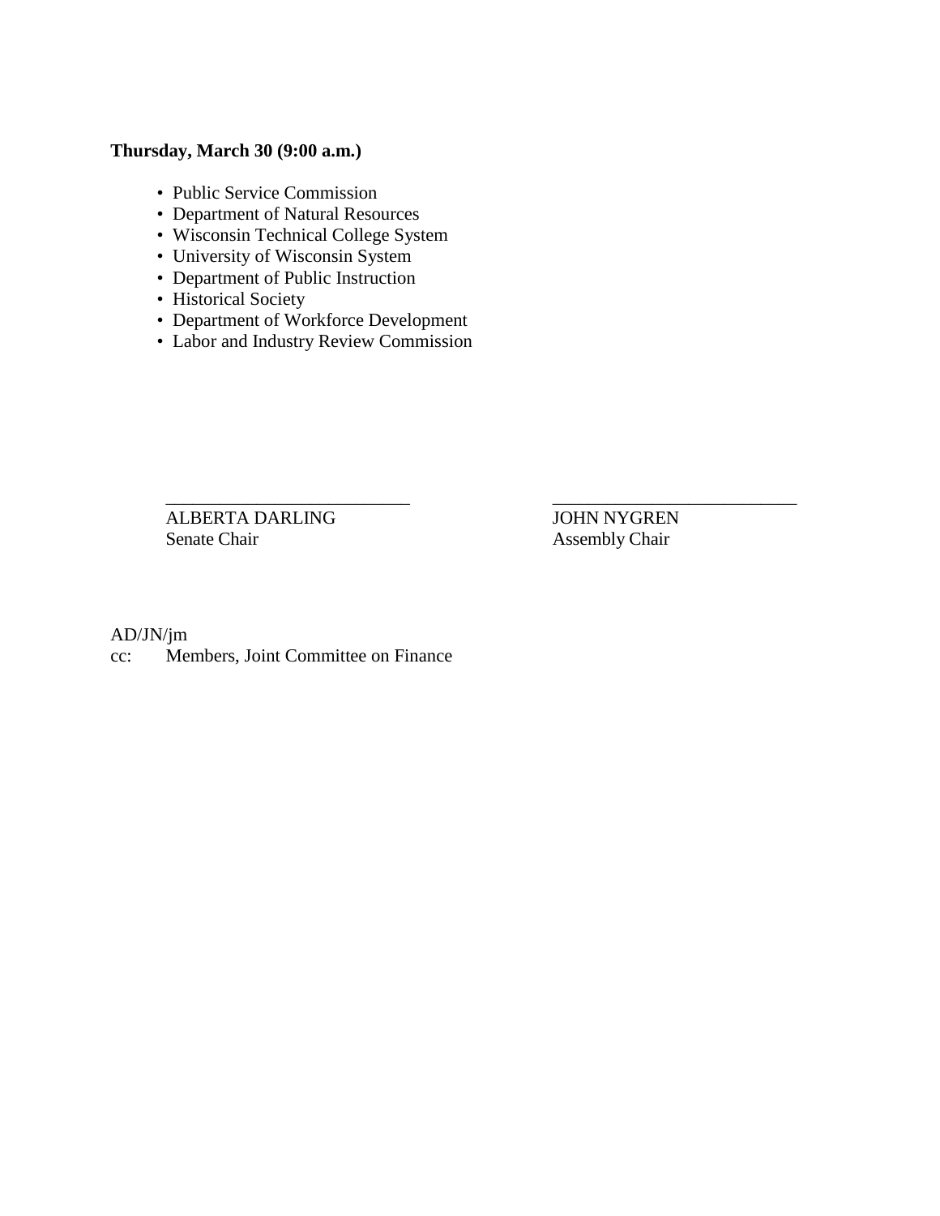**Thursday, March 30 (9:00 a.m.)**

- Public Service Commission
- Department of Natural Resources
- Wisconsin Technical College System
- University of Wisconsin System
- Department of Public Instruction
- Historical Society
- Department of Workforce Development
- Labor and Industry Review Commission

| | |
|---|---|
| ___________________________ | ___________________________ |
| ALBERTA DARLING | JOHN NYGREN |
| Senate Chair | Assembly Chair |

AD/JN/jm

cc: Members, Joint Committee on Finance